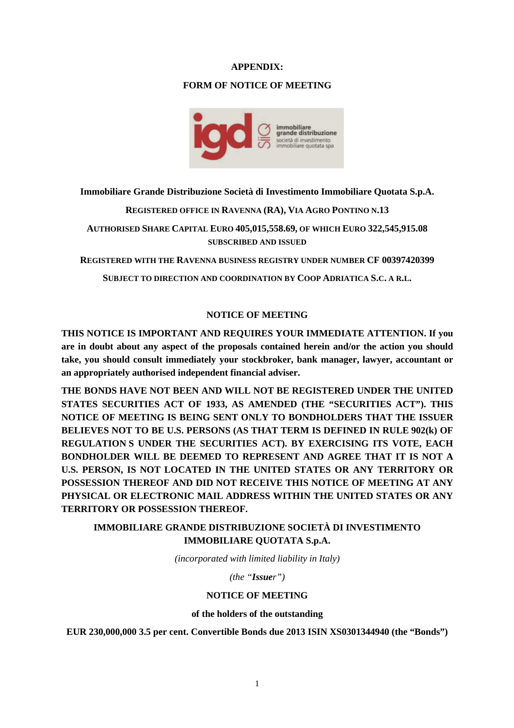**APPENDIX:**

**FORM OF NOTICE OF MEETING**

**Immobiliare Grande Distribuzione Società di Investimento Immobiliare Quotata S.p.A.**

**REGISTERED OFFICE IN RAVENNA (RA), VIA AGRO PONTINO N.13**

**AUTHORISED SHARE CAPITAL EURO 405,015,558.69, OF WHICH EURO 322,545,915.08 SUBSCRIBED AND ISSUED**

**REGISTERED WITH THE RAVENNA BUSINESS REGISTRY UNDER NUMBER CF 00397420399**

**SUBJECT TO DIRECTION AND COORDINATION BY COOP ADRIATICA S.C. A R.L.**

**NOTICE OF MEETING**

**THIS NOTICE IS IMPORTANT AND REQUIRES YOUR IMMEDIATE ATTENTION. If you are in doubt about any aspect of the proposals contained herein and/or the action you should take, you should consult immediately your stockbroker, bank manager, lawyer, accountant or an appropriately authorised independent financial adviser.**

**THE BONDS HAVE NOT BEEN AND WILL NOT BE REGISTERED UNDER THE UNITED STATES SECURITIES ACT OF 1933, AS AMENDED (THE "SECURITIES ACT"). THIS NOTICE OF MEETING IS BEING SENT ONLY TO BONDHOLDERS THAT THE ISSUER BELIEVES NOT TO BE U.S. PERSONS (AS THAT TERM IS DEFINED IN RULE 902(k) OF REGULATION S UNDER THE SECURITIES ACT). BY EXERCISING ITS VOTE, EACH BONDHOLDER WILL BE DEEMED TO REPRESENT AND AGREE THAT IT IS NOT A U.S. PERSON, IS NOT LOCATED IN THE UNITED STATES OR ANY TERRITORY OR POSSESSION THEREOF AND DID NOT RECEIVE THIS NOTICE OF MEETING AT ANY PHYSICAL OR ELECTRONIC MAIL ADDRESS WITHIN THE UNITED STATES OR ANY TERRITORY OR POSSESSION THEREOF.**

**IMMOBILIARE GRANDE DISTRIBUZIONE SOCIETÀ DI INVESTIMENTO IMMOBILIARE QUOTATA S.p.A.**

*(incorporated with limited liability in Italy)*

*(the "**Issuer**")*

**NOTICE OF MEETING**

**of the holders of the outstanding**

**EUR 230,000,000 3.5 per cent. Convertible Bonds due 2013 ISIN XS0301344940 (the "Bonds")**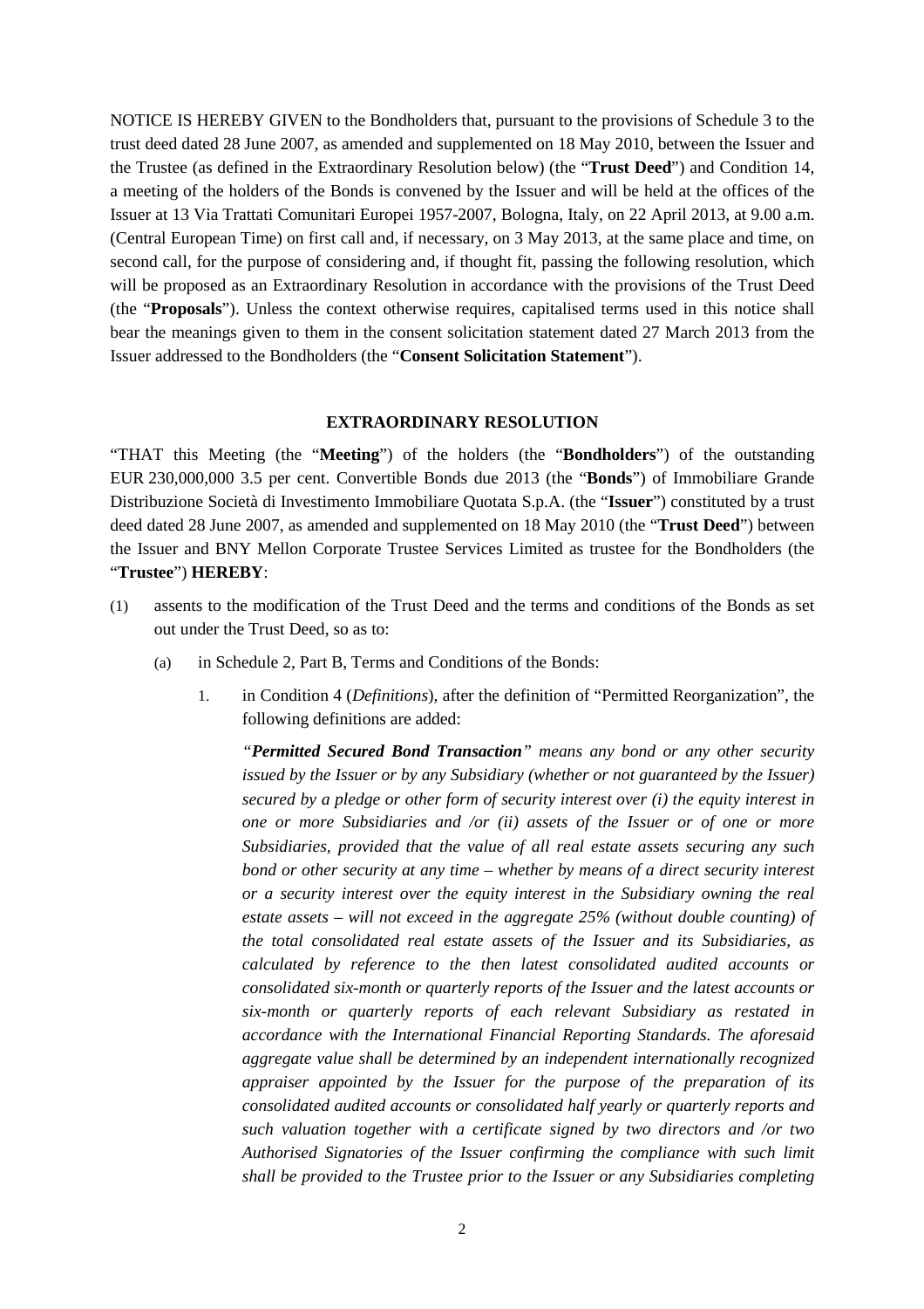NOTICE IS HEREBY GIVEN to the Bondholders that, pursuant to the provisions of Schedule 3 to the trust deed dated 28 June 2007, as amended and supplemented on 18 May 2010, between the Issuer and the Trustee (as defined in the Extraordinary Resolution below) (the "**Trust Deed**") and Condition 14, a meeting of the holders of the Bonds is convened by the Issuer and will be held at the offices of the Issuer at 13 Via Trattati Comunitari Europei 1957-2007, Bologna, Italy, on 22 April 2013, at 9.00 a.m. (Central European Time) on first call and, if necessary, on 3 May 2013, at the same place and time, on second call, for the purpose of considering and, if thought fit, passing the following resolution, which will be proposed as an Extraordinary Resolution in accordance with the provisions of the Trust Deed (the "**Proposals**"). Unless the context otherwise requires, capitalised terms used in this notice shall bear the meanings given to them in the consent solicitation statement dated 27 March 2013 from the Issuer addressed to the Bondholders (the "**Consent Solicitation Statement**").

## EXTRAORDINARY RESOLUTION

"THAT this Meeting (the "**Meeting**") of the holders (the "**Bondholders**") of the outstanding EUR 230,000,000 3.5 per cent. Convertible Bonds due 2013 (the "**Bonds**") of Immobiliare Grande Distribuzione Società di Investimento Immobiliare Quotata S.p.A. (the "**Issuer**") constituted by a trust deed dated 28 June 2007, as amended and supplemented on 18 May 2010 (the "**Trust Deed**") between the Issuer and BNY Mellon Corporate Trustee Services Limited as trustee for the Bondholders (the "**Trustee**") **HEREBY**:

(1) assents to the modification of the Trust Deed and the terms and conditions of the Bonds as set out under the Trust Deed, so as to:

   (a) in Schedule 2, Part B, Terms and Conditions of the Bonds:

      1. in Condition 4 (*Definitions*), after the definition of "Permitted Reorganization", the following definitions are added:

         *"**Permitted Secured Bond Transaction**" means any bond or any other security issued by the Issuer or by any Subsidiary (whether or not guaranteed by the Issuer) secured by a pledge or other form of security interest over (i) the equity interest in one or more Subsidiaries and /or (ii) assets of the Issuer or of one or more Subsidiaries, provided that the value of all real estate assets securing any such bond or other security at any time – whether by means of a direct security interest or a security interest over the equity interest in the Subsidiary owning the real estate assets – will not exceed in the aggregate 25% (without double counting) of the total consolidated real estate assets of the Issuer and its Subsidiaries, as calculated by reference to the then latest consolidated audited accounts or consolidated six-month or quarterly reports of the Issuer and the latest accounts or six-month or quarterly reports of each relevant Subsidiary as restated in accordance with the International Financial Reporting Standards. The aforesaid aggregate value shall be determined by an independent internationally recognized appraiser appointed by the Issuer for the purpose of the preparation of its consolidated audited accounts or consolidated half yearly or quarterly reports and such valuation together with a certificate signed by two directors and /or two Authorised Signatories of the Issuer confirming the compliance with such limit shall be provided to the Trustee prior to the Issuer or any Subsidiaries completing*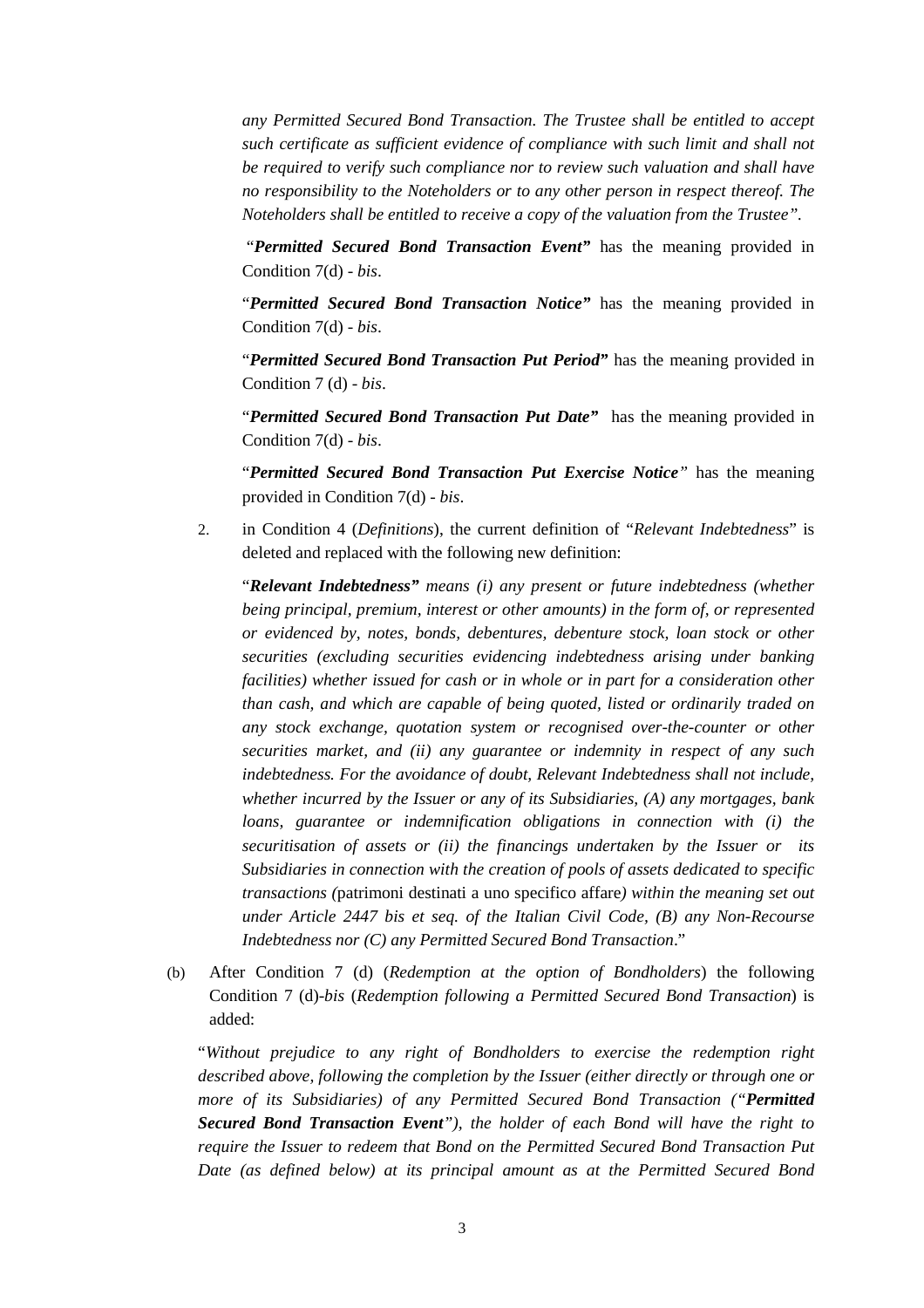*any Permitted Secured Bond Transaction. The Trustee shall be entitled to accept such certificate as sufficient evidence of compliance with such limit and shall not be required to verify such compliance nor to review such valuation and shall have no responsibility to the Noteholders or to any other person in respect thereof. The Noteholders shall be entitled to receive a copy of the valuation from the Trustee".*

"***Permitted Secured Bond Transaction Event"*** has the meaning provided in Condition 7(d) - *bis*.

"***Permitted Secured Bond Transaction Notice"*** has the meaning provided in Condition 7(d) - *bis*.

"***Permitted Secured Bond Transaction Put Period"*** has the meaning provided in Condition 7 (d) - *bis*.

"***Permitted Secured Bond Transaction Put Date"*** has the meaning provided in Condition 7(d) - *bis*.

"***Permitted Secured Bond Transaction Put Exercise Notice"*** has the meaning provided in Condition 7(d) - *bis*.

2. in Condition 4 (*Definitions*), the current definition of "*Relevant Indebtedness*" is deleted and replaced with the following new definition:

"***Relevant Indebtedness"*** *means (i) any present or future indebtedness (whether being principal, premium, interest or other amounts) in the form of, or represented or evidenced by, notes, bonds, debentures, debenture stock, loan stock or other securities (excluding securities evidencing indebtedness arising under banking facilities) whether issued for cash or in whole or in part for a consideration other than cash, and which are capable of being quoted, listed or ordinarily traded on any stock exchange, quotation system or recognised over-the-counter or other securities market, and (ii) any guarantee or indemnity in respect of any such indebtedness. For the avoidance of doubt, Relevant Indebtedness shall not include, whether incurred by the Issuer or any of its Subsidiaries, (A) any mortgages, bank loans, guarantee or indemnification obligations in connection with (i) the securitisation of assets or (ii) the financings undertaken by the Issuer or its Subsidiaries in connection with the creation of pools of assets dedicated to specific transactions (*patrimoni destinati a uno specifico affare*) within the meaning set out under Article 2447 bis et seq. of the Italian Civil Code, (B) any Non-Recourse Indebtedness nor (C) any Permitted Secured Bond Transaction*."

(b) After Condition 7 (d) (*Redemption at the option of Bondholders*) the following Condition 7 (d)-*bis* (*Redemption following a Permitted Secured Bond Transaction*) is added:

"*Without prejudice to any right of Bondholders to exercise the redemption right described above, following the completion by the Issuer (either directly or through one or more of its Subsidiaries) of any Permitted Secured Bond Transaction ("**Permitted Secured Bond Transaction Event**"), the holder of each Bond will have the right to require the Issuer to redeem that Bond on the Permitted Secured Bond Transaction Put Date (as defined below) at its principal amount as at the Permitted Secured Bond*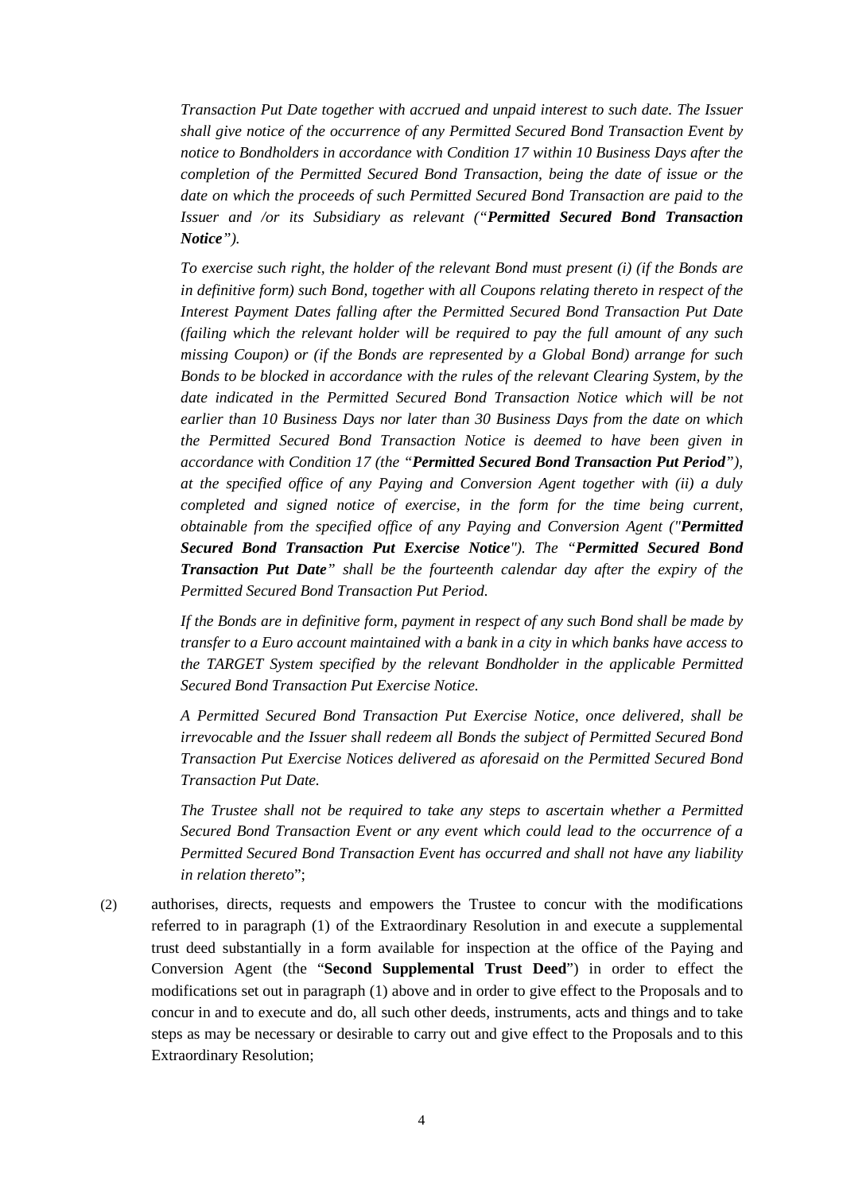*Transaction Put Date together with accrued and unpaid interest to such date. The Issuer shall give notice of the occurrence of any Permitted Secured Bond Transaction Event by notice to Bondholders in accordance with Condition 17 within 10 Business Days after the completion of the Permitted Secured Bond Transaction, being the date of issue or the date on which the proceeds of such Permitted Secured Bond Transaction are paid to the Issuer and /or its Subsidiary as relevant ("**Permitted Secured Bond Transaction Notice**").*

*To exercise such right, the holder of the relevant Bond must present (i) (if the Bonds are in definitive form) such Bond, together with all Coupons relating thereto in respect of the Interest Payment Dates falling after the Permitted Secured Bond Transaction Put Date (failing which the relevant holder will be required to pay the full amount of any such missing Coupon) or (if the Bonds are represented by a Global Bond) arrange for such Bonds to be blocked in accordance with the rules of the relevant Clearing System, by the date indicated in the Permitted Secured Bond Transaction Notice which will be not earlier than 10 Business Days nor later than 30 Business Days from the date on which the Permitted Secured Bond Transaction Notice is deemed to have been given in accordance with Condition 17 (the "**Permitted Secured Bond Transaction Put Period**"), at the specified office of any Paying and Conversion Agent together with (ii) a duly completed and signed notice of exercise, in the form for the time being current, obtainable from the specified office of any Paying and Conversion Agent ("**Permitted Secured Bond Transaction Put Exercise Notice**"). The "**Permitted Secured Bond Transaction Put Date**" shall be the fourteenth calendar day after the expiry of the Permitted Secured Bond Transaction Put Period.*

*If the Bonds are in definitive form, payment in respect of any such Bond shall be made by transfer to a Euro account maintained with a bank in a city in which banks have access to the TARGET System specified by the relevant Bondholder in the applicable Permitted Secured Bond Transaction Put Exercise Notice.*

*A Permitted Secured Bond Transaction Put Exercise Notice, once delivered, shall be irrevocable and the Issuer shall redeem all Bonds the subject of Permitted Secured Bond Transaction Put Exercise Notices delivered as aforesaid on the Permitted Secured Bond Transaction Put Date.*

*The Trustee shall not be required to take any steps to ascertain whether a Permitted Secured Bond Transaction Event or any event which could lead to the occurrence of a Permitted Secured Bond Transaction Event has occurred and shall not have any liability in relation thereto*";

(2) authorises, directs, requests and empowers the Trustee to concur with the modifications referred to in paragraph (1) of the Extraordinary Resolution in and execute a supplemental trust deed substantially in a form available for inspection at the office of the Paying and Conversion Agent (the "**Second Supplemental Trust Deed**") in order to effect the modifications set out in paragraph (1) above and in order to give effect to the Proposals and to concur in and to execute and do, all such other deeds, instruments, acts and things and to take steps as may be necessary or desirable to carry out and give effect to the Proposals and to this Extraordinary Resolution;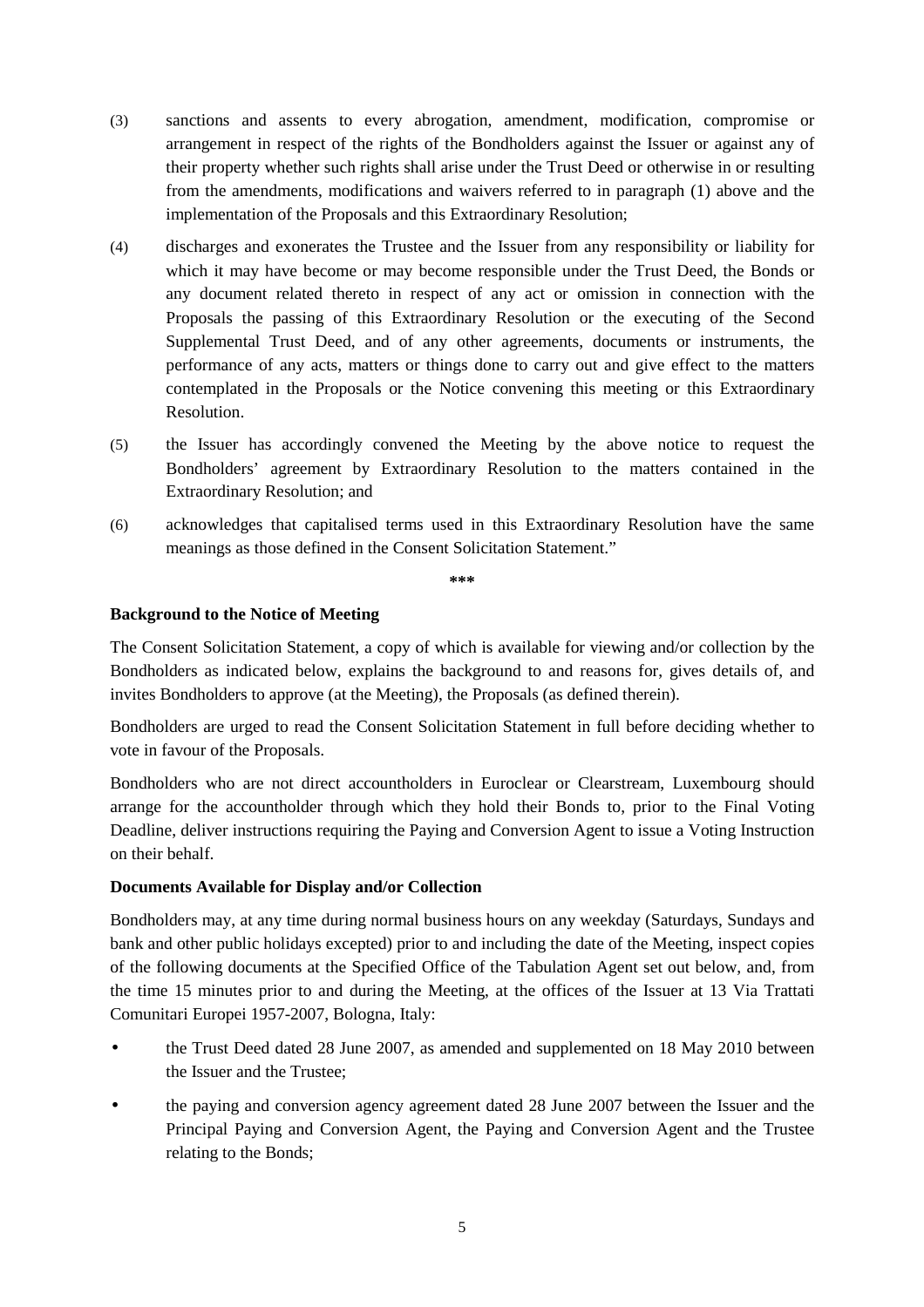(3) sanctions and assents to every abrogation, amendment, modification, compromise or arrangement in respect of the rights of the Bondholders against the Issuer or against any of their property whether such rights shall arise under the Trust Deed or otherwise in or resulting from the amendments, modifications and waivers referred to in paragraph (1) above and the implementation of the Proposals and this Extraordinary Resolution;

(4) discharges and exonerates the Trustee and the Issuer from any responsibility or liability for which it may have become or may become responsible under the Trust Deed, the Bonds or any document related thereto in respect of any act or omission in connection with the Proposals the passing of this Extraordinary Resolution or the executing of the Second Supplemental Trust Deed, and of any other agreements, documents or instruments, the performance of any acts, matters or things done to carry out and give effect to the matters contemplated in the Proposals or the Notice convening this meeting or this Extraordinary Resolution.

(5) the Issuer has accordingly convened the Meeting by the above notice to request the Bondholders' agreement by Extraordinary Resolution to the matters contained in the Extraordinary Resolution; and

(6) acknowledges that capitalised terms used in this Extraordinary Resolution have the same meanings as those defined in the Consent Solicitation Statement."

***

**Background to the Notice of Meeting**

The Consent Solicitation Statement, a copy of which is available for viewing and/or collection by the Bondholders as indicated below, explains the background to and reasons for, gives details of, and invites Bondholders to approve (at the Meeting), the Proposals (as defined therein).

Bondholders are urged to read the Consent Solicitation Statement in full before deciding whether to vote in favour of the Proposals.

Bondholders who are not direct accountholders in Euroclear or Clearstream, Luxembourg should arrange for the accountholder through which they hold their Bonds to, prior to the Final Voting Deadline, deliver instructions requiring the Paying and Conversion Agent to issue a Voting Instruction on their behalf.

**Documents Available for Display and/or Collection**

Bondholders may, at any time during normal business hours on any weekday (Saturdays, Sundays and bank and other public holidays excepted) prior to and including the date of the Meeting, inspect copies of the following documents at the Specified Office of the Tabulation Agent set out below, and, from the time 15 minutes prior to and during the Meeting, at the offices of the Issuer at 13 Via Trattati Comunitari Europei 1957-2007, Bologna, Italy:

- the Trust Deed dated 28 June 2007, as amended and supplemented on 18 May 2010 between the Issuer and the Trustee;
- the paying and conversion agency agreement dated 28 June 2007 between the Issuer and the Principal Paying and Conversion Agent, the Paying and Conversion Agent and the Trustee relating to the Bonds;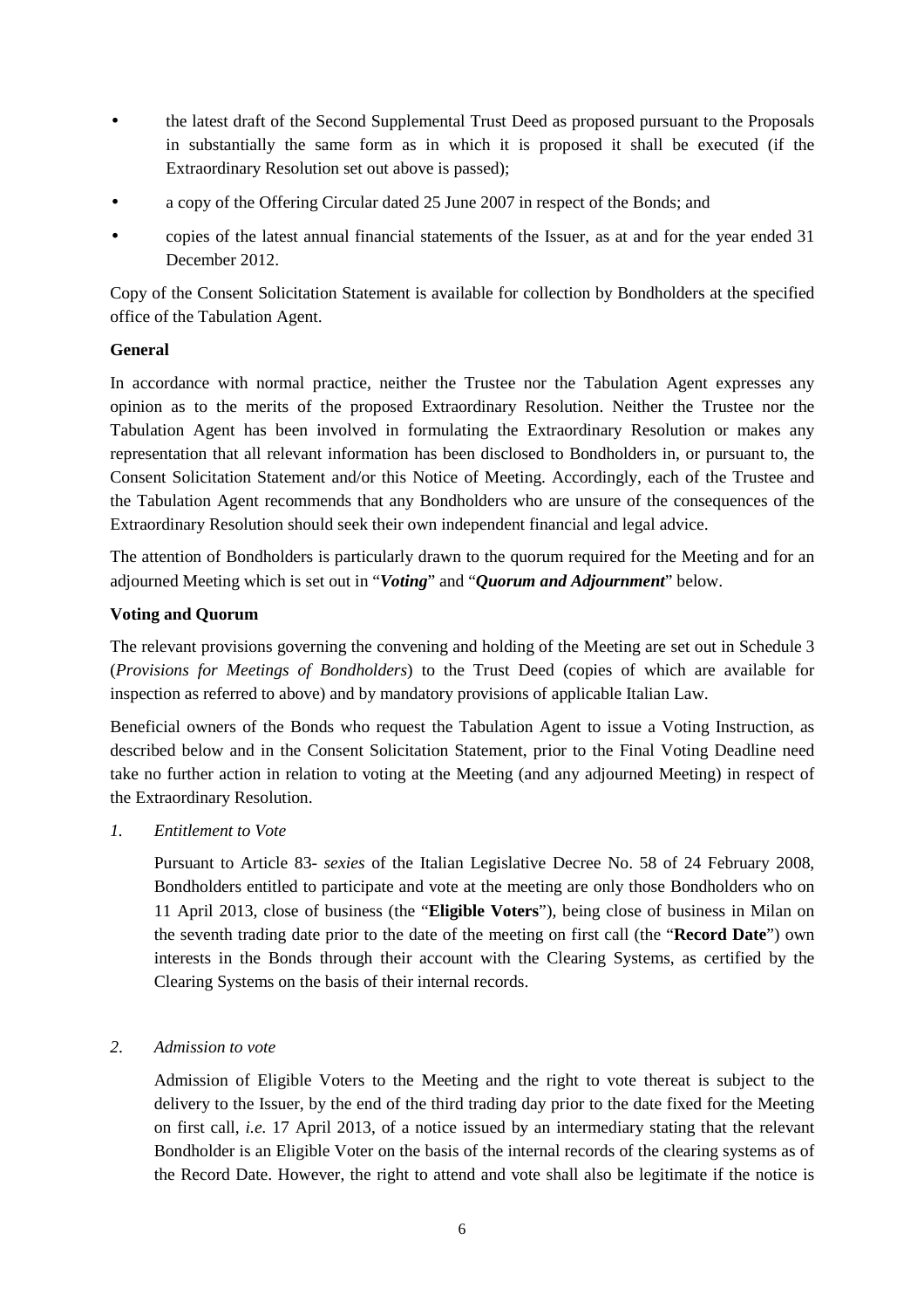- the latest draft of the Second Supplemental Trust Deed as proposed pursuant to the Proposals in substantially the same form as in which it is proposed it shall be executed (if the Extraordinary Resolution set out above is passed);
- a copy of the Offering Circular dated 25 June 2007 in respect of the Bonds; and
- copies of the latest annual financial statements of the Issuer, as at and for the year ended 31 December 2012.

Copy of the Consent Solicitation Statement is available for collection by Bondholders at the specified office of the Tabulation Agent.

**General**

In accordance with normal practice, neither the Trustee nor the Tabulation Agent expresses any opinion as to the merits of the proposed Extraordinary Resolution. Neither the Trustee nor the Tabulation Agent has been involved in formulating the Extraordinary Resolution or makes any representation that all relevant information has been disclosed to Bondholders in, or pursuant to, the Consent Solicitation Statement and/or this Notice of Meeting. Accordingly, each of the Trustee and the Tabulation Agent recommends that any Bondholders who are unsure of the consequences of the Extraordinary Resolution should seek their own independent financial and legal advice.

The attention of Bondholders is particularly drawn to the quorum required for the Meeting and for an adjourned Meeting which is set out in "***Voting***" and "***Quorum and Adjournment***" below.

**Voting and Quorum**

The relevant provisions governing the convening and holding of the Meeting are set out in Schedule 3 (*Provisions for Meetings of Bondholders*) to the Trust Deed (copies of which are available for inspection as referred to above) and by mandatory provisions of applicable Italian Law.

Beneficial owners of the Bonds who request the Tabulation Agent to issue a Voting Instruction, as described below and in the Consent Solicitation Statement, prior to the Final Voting Deadline need take no further action in relation to voting at the Meeting (and any adjourned Meeting) in respect of the Extraordinary Resolution.

*1. Entitlement to Vote*

Pursuant to Article 83- *sexies* of the Italian Legislative Decree No. 58 of 24 February 2008, Bondholders entitled to participate and vote at the meeting are only those Bondholders who on 11 April 2013, close of business (the "**Eligible Voters**"), being close of business in Milan on the seventh trading date prior to the date of the meeting on first call (the "**Record Date**") own interests in the Bonds through their account with the Clearing Systems, as certified by the Clearing Systems on the basis of their internal records.

*2. Admission to vote*

Admission of Eligible Voters to the Meeting and the right to vote thereat is subject to the delivery to the Issuer, by the end of the third trading day prior to the date fixed for the Meeting on first call, *i.e.* 17 April 2013, of a notice issued by an intermediary stating that the relevant Bondholder is an Eligible Voter on the basis of the internal records of the clearing systems as of the Record Date. However, the right to attend and vote shall also be legitimate if the notice is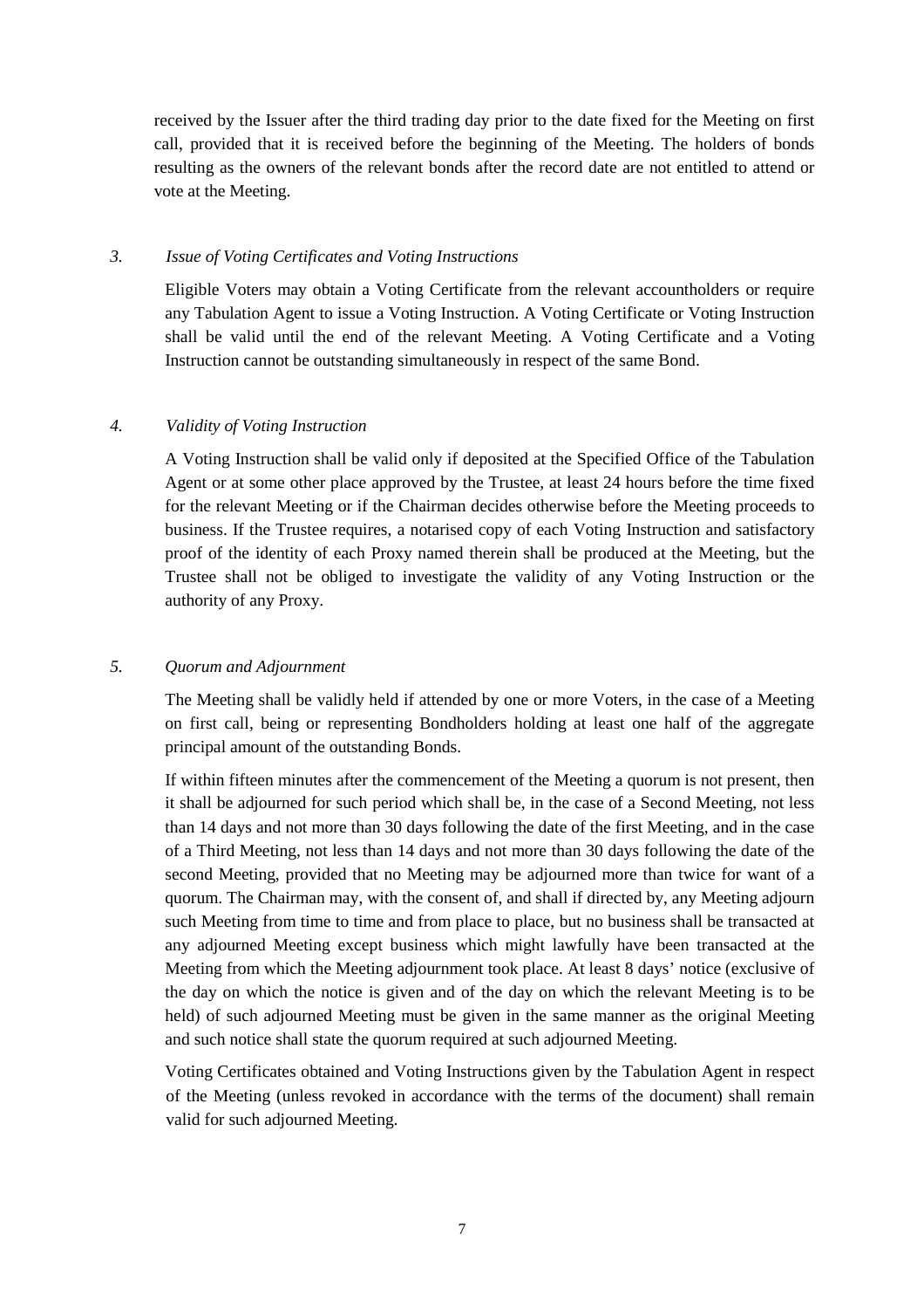received by the Issuer after the third trading day prior to the date fixed for the Meeting on first call, provided that it is received before the beginning of the Meeting. The holders of bonds resulting as the owners of the relevant bonds after the record date are not entitled to attend or vote at the Meeting.

*3. Issue of Voting Certificates and Voting Instructions*

Eligible Voters may obtain a Voting Certificate from the relevant accountholders or require any Tabulation Agent to issue a Voting Instruction. A Voting Certificate or Voting Instruction shall be valid until the end of the relevant Meeting. A Voting Certificate and a Voting Instruction cannot be outstanding simultaneously in respect of the same Bond.

*4. Validity of Voting Instruction*

A Voting Instruction shall be valid only if deposited at the Specified Office of the Tabulation Agent or at some other place approved by the Trustee, at least 24 hours before the time fixed for the relevant Meeting or if the Chairman decides otherwise before the Meeting proceeds to business. If the Trustee requires, a notarised copy of each Voting Instruction and satisfactory proof of the identity of each Proxy named therein shall be produced at the Meeting, but the Trustee shall not be obliged to investigate the validity of any Voting Instruction or the authority of any Proxy.

*5. Quorum and Adjournment*

The Meeting shall be validly held if attended by one or more Voters, in the case of a Meeting on first call, being or representing Bondholders holding at least one half of the aggregate principal amount of the outstanding Bonds.

If within fifteen minutes after the commencement of the Meeting a quorum is not present, then it shall be adjourned for such period which shall be, in the case of a Second Meeting, not less than 14 days and not more than 30 days following the date of the first Meeting, and in the case of a Third Meeting, not less than 14 days and not more than 30 days following the date of the second Meeting, provided that no Meeting may be adjourned more than twice for want of a quorum. The Chairman may, with the consent of, and shall if directed by, any Meeting adjourn such Meeting from time to time and from place to place, but no business shall be transacted at any adjourned Meeting except business which might lawfully have been transacted at the Meeting from which the Meeting adjournment took place. At least 8 days' notice (exclusive of the day on which the notice is given and of the day on which the relevant Meeting is to be held) of such adjourned Meeting must be given in the same manner as the original Meeting and such notice shall state the quorum required at such adjourned Meeting.

Voting Certificates obtained and Voting Instructions given by the Tabulation Agent in respect of the Meeting (unless revoked in accordance with the terms of the document) shall remain valid for such adjourned Meeting.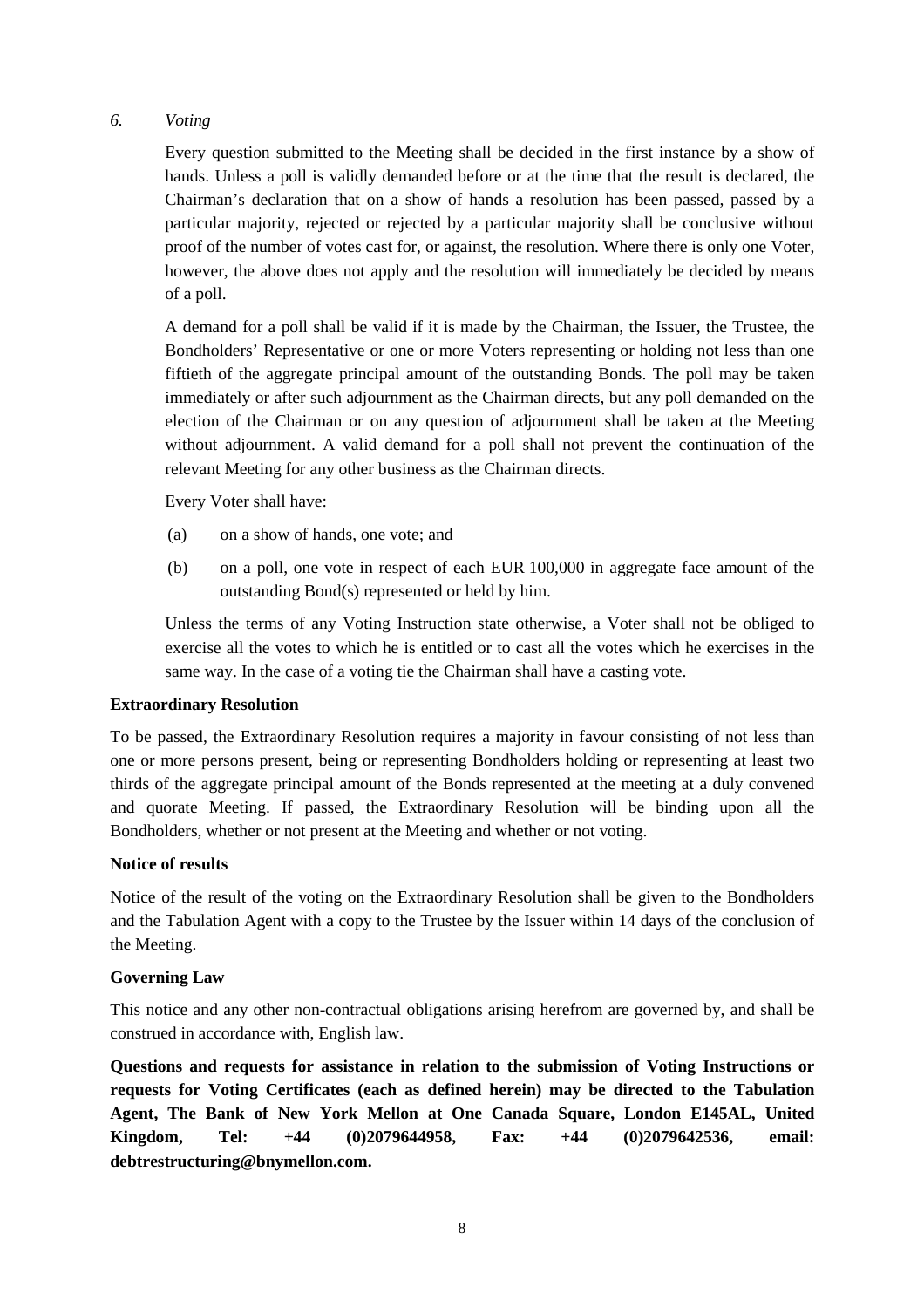*6. Voting*

Every question submitted to the Meeting shall be decided in the first instance by a show of hands. Unless a poll is validly demanded before or at the time that the result is declared, the Chairman's declaration that on a show of hands a resolution has been passed, passed by a particular majority, rejected or rejected by a particular majority shall be conclusive without proof of the number of votes cast for, or against, the resolution. Where there is only one Voter, however, the above does not apply and the resolution will immediately be decided by means of a poll.

A demand for a poll shall be valid if it is made by the Chairman, the Issuer, the Trustee, the Bondholders' Representative or one or more Voters representing or holding not less than one fiftieth of the aggregate principal amount of the outstanding Bonds. The poll may be taken immediately or after such adjournment as the Chairman directs, but any poll demanded on the election of the Chairman or on any question of adjournment shall be taken at the Meeting without adjournment. A valid demand for a poll shall not prevent the continuation of the relevant Meeting for any other business as the Chairman directs.

Every Voter shall have:

(a) on a show of hands, one vote; and

(b) on a poll, one vote in respect of each EUR 100,000 in aggregate face amount of the outstanding Bond(s) represented or held by him.

Unless the terms of any Voting Instruction state otherwise, a Voter shall not be obliged to exercise all the votes to which he is entitled or to cast all the votes which he exercises in the same way. In the case of a voting tie the Chairman shall have a casting vote.

**Extraordinary Resolution**

To be passed, the Extraordinary Resolution requires a majority in favour consisting of not less than one or more persons present, being or representing Bondholders holding or representing at least two thirds of the aggregate principal amount of the Bonds represented at the meeting at a duly convened and quorate Meeting. If passed, the Extraordinary Resolution will be binding upon all the Bondholders, whether or not present at the Meeting and whether or not voting.

**Notice of results**

Notice of the result of the voting on the Extraordinary Resolution shall be given to the Bondholders and the Tabulation Agent with a copy to the Trustee by the Issuer within 14 days of the conclusion of the Meeting.

**Governing Law**

This notice and any other non-contractual obligations arising herefrom are governed by, and shall be construed in accordance with, English law.

**Questions and requests for assistance in relation to the submission of Voting Instructions or requests for Voting Certificates (each as defined herein) may be directed to the Tabulation Agent, The Bank of New York Mellon at One Canada Square, London E145AL, United Kingdom, Tel: +44 (0)2079644958, Fax: +44 (0)2079642536, email: debtrestructuring@bnymellon.com.**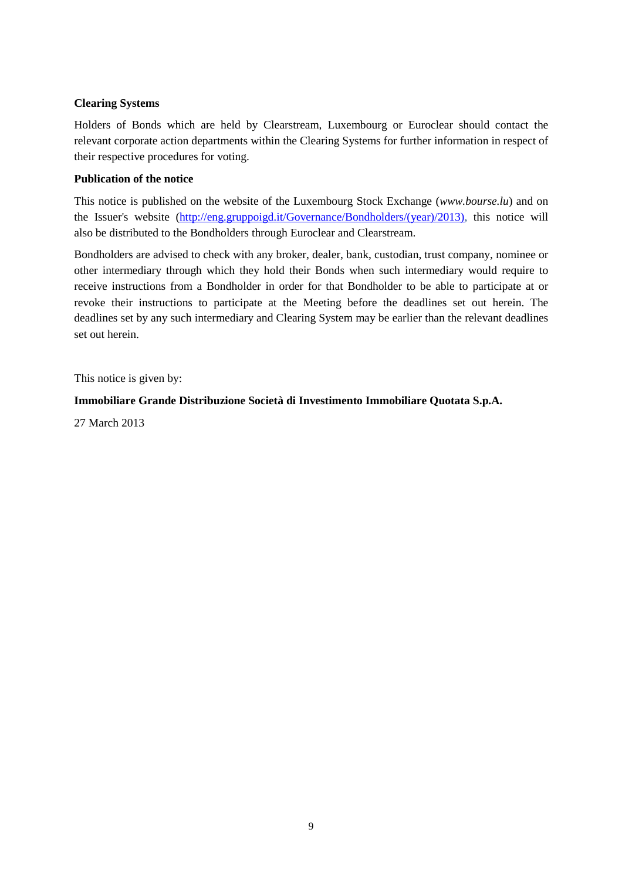**Clearing Systems**

Holders of Bonds which are held by Clearstream, Luxembourg or Euroclear should contact the relevant corporate action departments within the Clearing Systems for further information in respect of their respective procedures for voting.

**Publication of the notice**

This notice is published on the website of the Luxembourg Stock Exchange (*www.bourse.lu*) and on the Issuer's website (http://eng.gruppoigd.it/Governance/Bondholders/(year)/2013), this notice will also be distributed to the Bondholders through Euroclear and Clearstream.

Bondholders are advised to check with any broker, dealer, bank, custodian, trust company, nominee or other intermediary through which they hold their Bonds when such intermediary would require to receive instructions from a Bondholder in order for that Bondholder to be able to participate at or revoke their instructions to participate at the Meeting before the deadlines set out herein. The deadlines set by any such intermediary and Clearing System may be earlier than the relevant deadlines set out herein.

This notice is given by:

**Immobiliare Grande Distribuzione Società di Investimento Immobiliare Quotata S.p.A.**

27 March 2013